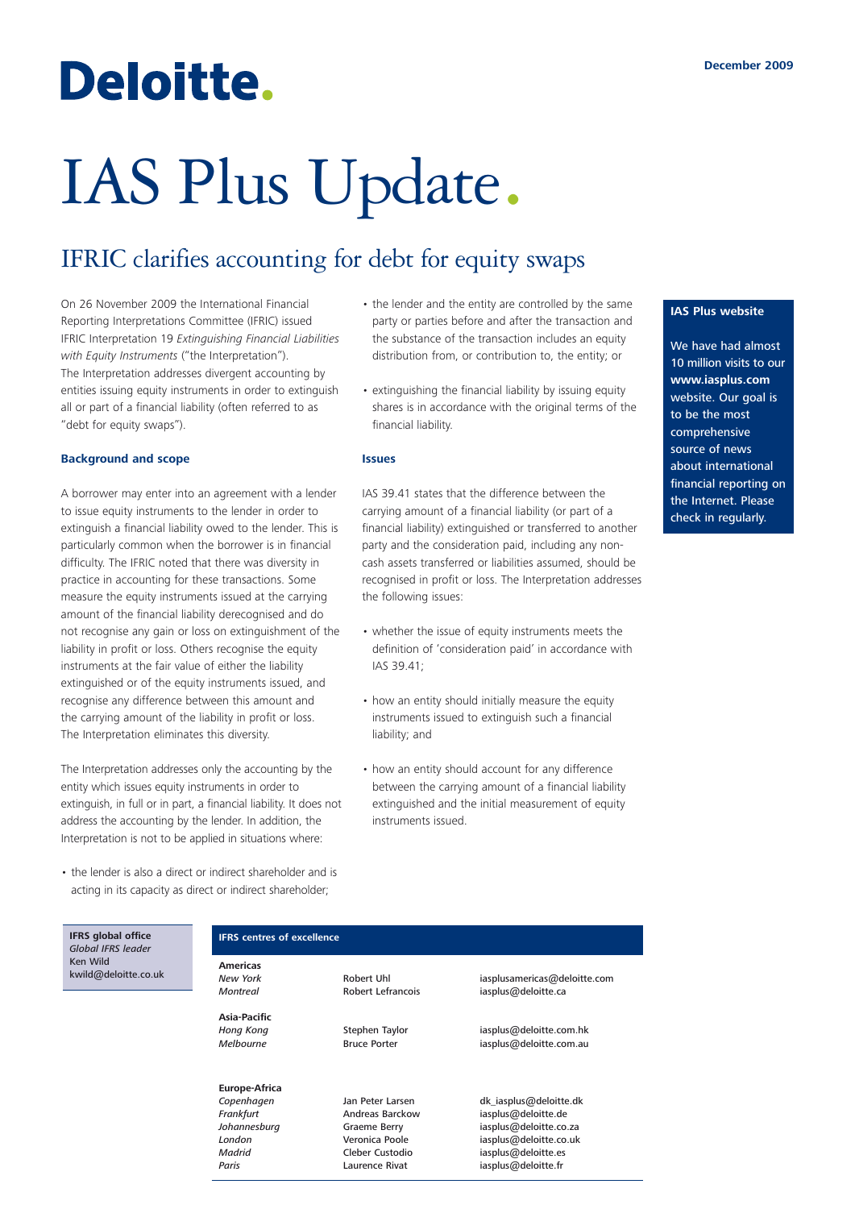Deloitte.

December 2009

# IAS Plus Update.

## IFRIC clarifies accounting for debt for equity swaps

On 26 November 2009 the International Financial Reporting Interpretations Committee (IFRIC) issued IFRIC Interpretation 19 *Extinguishing Financial Liabilities with Equity Instruments* ("the Interpretation"). The Interpretation addresses divergent accounting by entities issuing equity instruments in order to extinguish all or part of a financial liability (often referred to as "debt for equity swaps").

### Background and scope

A borrower may enter into an agreement with a lender to issue equity instruments to the lender in order to extinguish a financial liability owed to the lender. This is particularly common when the borrower is in financial difficulty. The IFRIC noted that there was diversity in practice in accounting for these transactions. Some measure the equity instruments issued at the carrying amount of the financial liability derecognised and do not recognise any gain or loss on extinguishment of the liability in profit or loss. Others recognise the equity instruments at the fair value of either the liability extinguished or of the equity instruments issued, and recognise any difference between this amount and the carrying amount of the liability in profit or loss. The Interpretation eliminates this diversity.

The Interpretation addresses only the accounting by the entity which issues equity instruments in order to extinguish, in full or in part, a financial liability. It does not address the accounting by the lender. In addition, the Interpretation is not to be applied in situations where:

- the lender is also a direct or indirect shareholder and is acting in its capacity as direct or indirect shareholder;
- the lender and the entity are controlled by the same party or parties before and after the transaction and the substance of the transaction includes an equity distribution from, or contribution to, the entity; or
- extinguishing the financial liability by issuing equity shares is in accordance with the original terms of the financial liability.

### Issues

IAS 39.41 states that the difference between the carrying amount of a financial liability (or part of a financial liability) extinguished or transferred to another party and the consideration paid, including any non-cash assets transferred or liabilities assumed, should be recognised in profit or loss. The Interpretation addresses the following issues:

- whether the issue of equity instruments meets the definition of 'consideration paid' in accordance with IAS 39.41;
- how an entity should initially measure the equity instruments issued to extinguish such a financial liability; and
- how an entity should account for any difference between the carrying amount of a financial liability extinguished and the initial measurement of equity instruments issued.

**IAS Plus website**

We have had almost 10 million visits to our **www.iasplus.com** website. Our goal is to be the most comprehensive source of news about international financial reporting on the Internet. Please check in regularly.

**IFRS global office**
*Global IFRS leader*
Ken Wild
kwild@deloitte.co.uk

**IFRS centres of excellence**

| | | |
|---|---|---|
| **Americas** | | |
| *New York* | Robert Uhl | iasplusamericas@deloitte.com |
| *Montreal* | Robert Lefrancois | iasplus@deloitte.ca |
| **Asia-Pacific** | | |
| *Hong Kong* | Stephen Taylor | iasplus@deloitte.com.hk |
| *Melbourne* | Bruce Porter | iasplus@deloitte.com.au |
| **Europe-Africa** | | |
| *Copenhagen* | Jan Peter Larsen | dk_iasplus@deloitte.dk |
| *Frankfurt* | Andreas Barckow | iasplus@deloitte.de |
| *Johannesburg* | Graeme Berry | iasplus@deloitte.co.za |
| *London* | Veronica Poole | iasplus@deloitte.co.uk |
| *Madrid* | Cleber Custodio | iasplus@deloitte.es |
| *Paris* | Laurence Rivat | iasplus@deloitte.fr |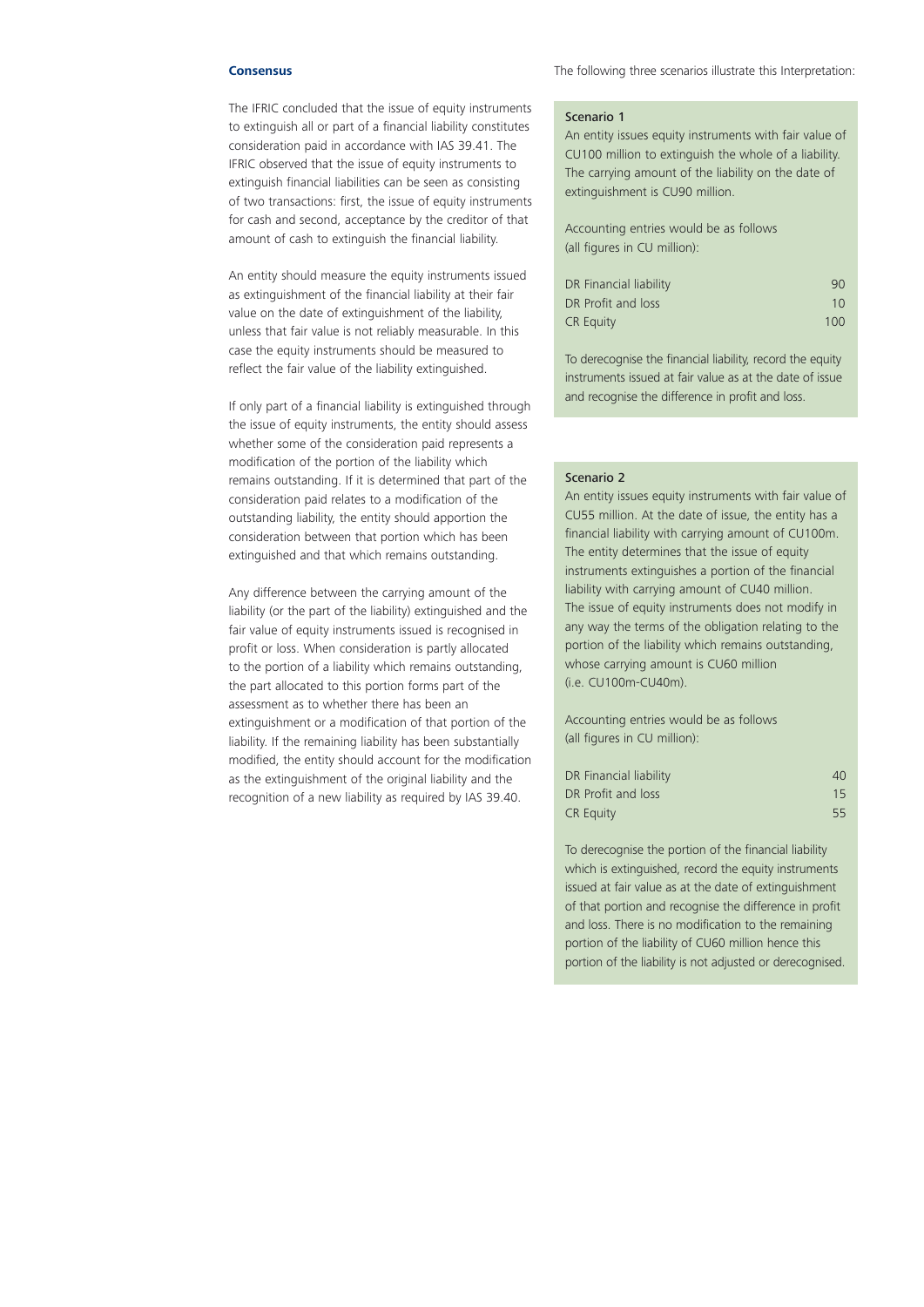### Consensus

The IFRIC concluded that the issue of equity instruments to extinguish all or part of a financial liability constitutes consideration paid in accordance with IAS 39.41. The IFRIC observed that the issue of equity instruments to extinguish financial liabilities can be seen as consisting of two transactions: first, the issue of equity instruments for cash and second, acceptance by the creditor of that amount of cash to extinguish the financial liability.

An entity should measure the equity instruments issued as extinguishment of the financial liability at their fair value on the date of extinguishment of the liability, unless that fair value is not reliably measurable. In this case the equity instruments should be measured to reflect the fair value of the liability extinguished.

If only part of a financial liability is extinguished through the issue of equity instruments, the entity should assess whether some of the consideration paid represents a modification of the portion of the liability which remains outstanding. If it is determined that part of the consideration paid relates to a modification of the outstanding liability, the entity should apportion the consideration between that portion which has been extinguished and that which remains outstanding.

Any difference between the carrying amount of the liability (or the part of the liability) extinguished and the fair value of equity instruments issued is recognised in profit or loss. When consideration is partly allocated to the portion of a liability which remains outstanding, the part allocated to this portion forms part of the assessment as to whether there has been an extinguishment or a modification of that portion of the liability. If the remaining liability has been substantially modified, the entity should account for the modification as the extinguishment of the original liability and the recognition of a new liability as required by IAS 39.40.

The following three scenarios illustrate this Interpretation:

**Scenario 1**

An entity issues equity instruments with fair value of CU100 million to extinguish the whole of a liability. The carrying amount of the liability on the date of extinguishment is CU90 million.

Accounting entries would be as follows (all figures in CU million):

| | |
|---|---|
| DR Financial liability | 90 |
| DR Profit and loss | 10 |
| CR Equity | 100 |

To derecognise the financial liability, record the equity instruments issued at fair value as at the date of issue and recognise the difference in profit and loss.

**Scenario 2**

An entity issues equity instruments with fair value of CU55 million. At the date of issue, the entity has a financial liability with carrying amount of CU100m. The entity determines that the issue of equity instruments extinguishes a portion of the financial liability with carrying amount of CU40 million. The issue of equity instruments does not modify in any way the terms of the obligation relating to the portion of the liability which remains outstanding, whose carrying amount is CU60 million (i.e. CU100m-CU40m).

Accounting entries would be as follows (all figures in CU million):

| | |
|---|---|
| DR Financial liability | 40 |
| DR Profit and loss | 15 |
| CR Equity | 55 |

To derecognise the portion of the financial liability which is extinguished, record the equity instruments issued at fair value as at the date of extinguishment of that portion and recognise the difference in profit and loss. There is no modification to the remaining portion of the liability of CU60 million hence this portion of the liability is not adjusted or derecognised.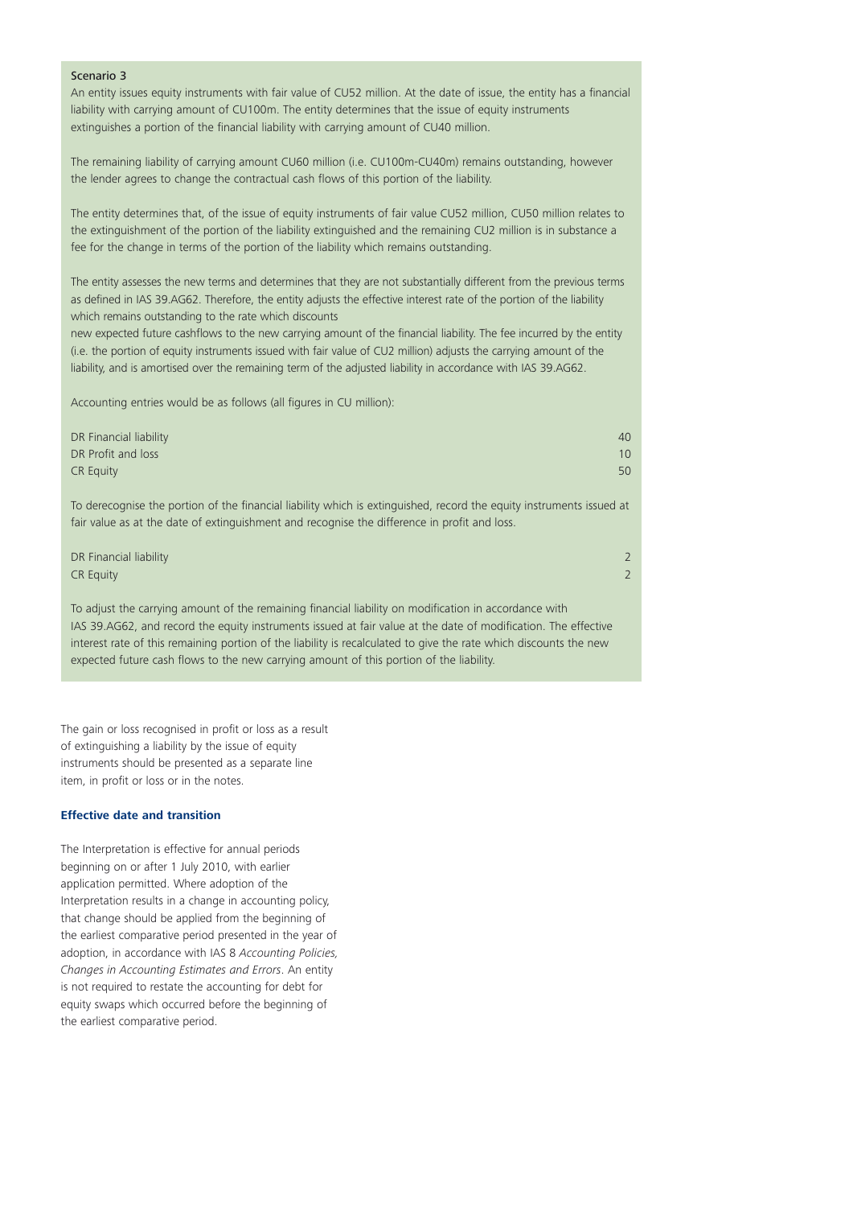Scenario 3

An entity issues equity instruments with fair value of CU52 million. At the date of issue, the entity has a financial liability with carrying amount of CU100m. The entity determines that the issue of equity instruments extinguishes a portion of the financial liability with carrying amount of CU40 million.

The remaining liability of carrying amount CU60 million (i.e. CU100m-CU40m) remains outstanding, however the lender agrees to change the contractual cash flows of this portion of the liability.

The entity determines that, of the issue of equity instruments of fair value CU52 million, CU50 million relates to the extinguishment of the portion of the liability extinguished and the remaining CU2 million is in substance a fee for the change in terms of the portion of the liability which remains outstanding.

The entity assesses the new terms and determines that they are not substantially different from the previous terms as defined in IAS 39.AG62. Therefore, the entity adjusts the effective interest rate of the portion of the liability which remains outstanding to the rate which discounts new expected future cashflows to the new carrying amount of the financial liability. The fee incurred by the entity (i.e. the portion of equity instruments issued with fair value of CU2 million) adjusts the carrying amount of the liability, and is amortised over the remaining term of the adjusted liability in accordance with IAS 39.AG62.

Accounting entries would be as follows (all figures in CU million):

| | |
|---|---|
| DR Financial liability | 40 |
| DR Profit and loss | 10 |
| CR Equity | 50 |

To derecognise the portion of the financial liability which is extinguished, record the equity instruments issued at fair value as at the date of extinguishment and recognise the difference in profit and loss.

| | |
|---|---|
| DR Financial liability | 2 |
| CR Equity | 2 |

To adjust the carrying amount of the remaining financial liability on modification in accordance with IAS 39.AG62, and record the equity instruments issued at fair value at the date of modification. The effective interest rate of this remaining portion of the liability is recalculated to give the rate which discounts the new expected future cash flows to the new carrying amount of this portion of the liability.

The gain or loss recognised in profit or loss as a result of extinguishing a liability by the issue of equity instruments should be presented as a separate line item, in profit or loss or in the notes.

**Effective date and transition**

The Interpretation is effective for annual periods beginning on or after 1 July 2010, with earlier application permitted. Where adoption of the Interpretation results in a change in accounting policy, that change should be applied from the beginning of the earliest comparative period presented in the year of adoption, in accordance with IAS 8 *Accounting Policies, Changes in Accounting Estimates and Errors*. An entity is not required to restate the accounting for debt for equity swaps which occurred before the beginning of the earliest comparative period.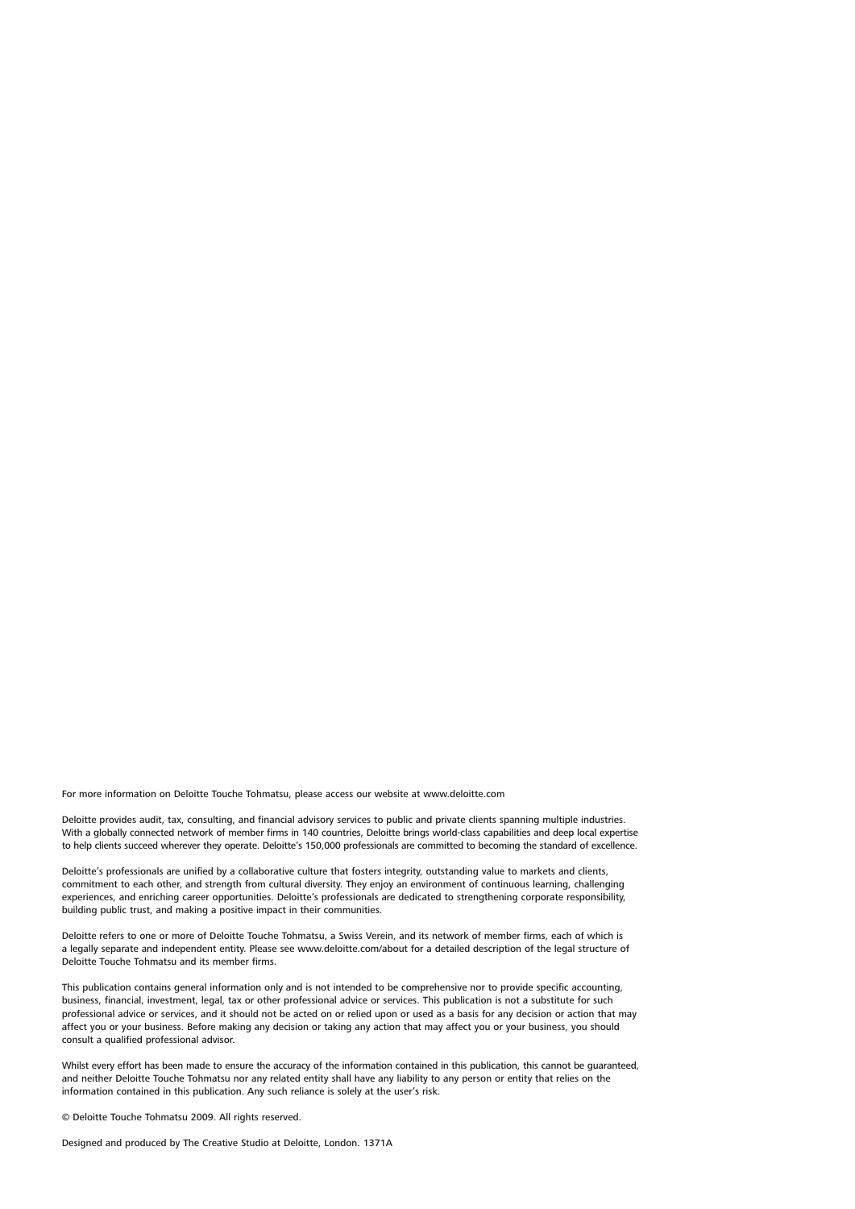For more information on Deloitte Touche Tohmatsu, please access our website at www.deloitte.com

Deloitte provides audit, tax, consulting, and financial advisory services to public and private clients spanning multiple industries. With a globally connected network of member firms in 140 countries, Deloitte brings world-class capabilities and deep local expertise to help clients succeed wherever they operate. Deloitte's 150,000 professionals are committed to becoming the standard of excellence.

Deloitte's professionals are unified by a collaborative culture that fosters integrity, outstanding value to markets and clients, commitment to each other, and strength from cultural diversity. They enjoy an environment of continuous learning, challenging experiences, and enriching career opportunities. Deloitte's professionals are dedicated to strengthening corporate responsibility, building public trust, and making a positive impact in their communities.

Deloitte refers to one or more of Deloitte Touche Tohmatsu, a Swiss Verein, and its network of member firms, each of which is a legally separate and independent entity. Please see www.deloitte.com/about for a detailed description of the legal structure of Deloitte Touche Tohmatsu and its member firms.

This publication contains general information only and is not intended to be comprehensive nor to provide specific accounting, business, financial, investment, legal, tax or other professional advice or services. This publication is not a substitute for such professional advice or services, and it should not be acted on or relied upon or used as a basis for any decision or action that may affect you or your business. Before making any decision or taking any action that may affect you or your business, you should consult a qualified professional advisor.

Whilst every effort has been made to ensure the accuracy of the information contained in this publication, this cannot be guaranteed, and neither Deloitte Touche Tohmatsu nor any related entity shall have any liability to any person or entity that relies on the information contained in this publication. Any such reliance is solely at the user's risk.

© Deloitte Touche Tohmatsu 2009. All rights reserved.

Designed and produced by The Creative Studio at Deloitte, London. 1371A